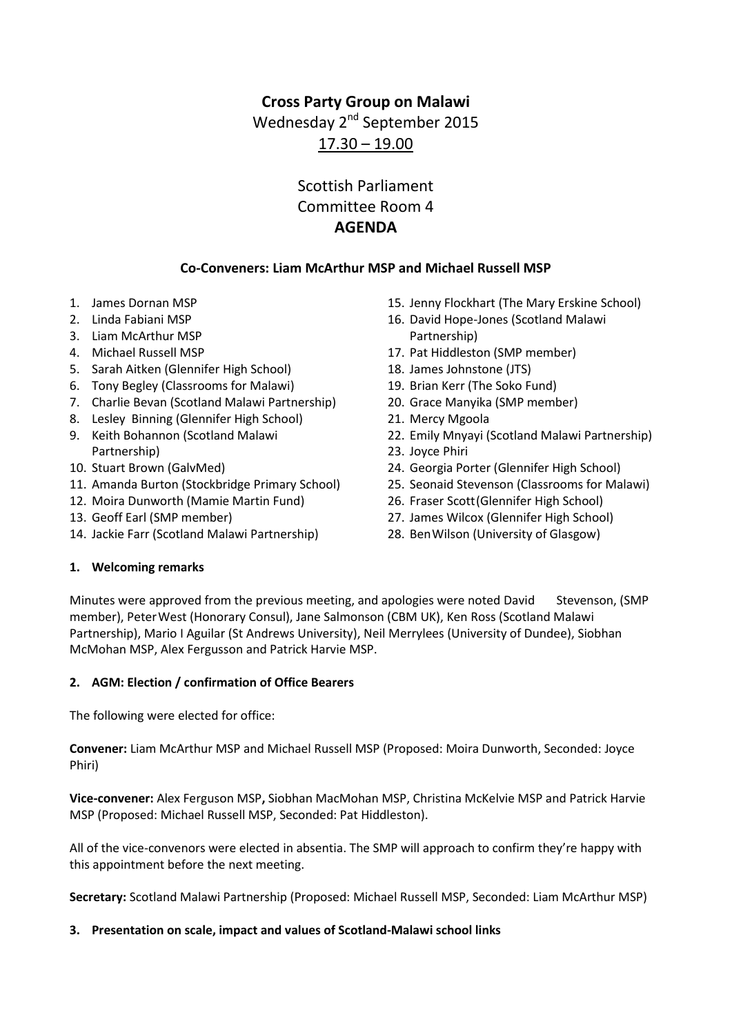# Cross Party Group on Malawi

Wednesday 2nd September 2015

17.30 – 19.00

Scottish Parliament

Committee Room 4

**AGENDA**

**Co-Conveners: Liam McArthur MSP and Michael Russell MSP**

1. James Dornan MSP
2. Linda Fabiani MSP
3. Liam McArthur MSP
4. Michael Russell MSP
5. Sarah Aitken (Glennifer High School)
6. Tony Begley (Classrooms for Malawi)
7. Charlie Bevan (Scotland Malawi Partnership)
8. Lesley Binning (Glennifer High School)
9. Keith Bohannon (Scotland Malawi Partnership)
10. Stuart Brown (GalvMed)
11. Amanda Burton (Stockbridge Primary School)
12. Moira Dunworth (Mamie Martin Fund)
13. Geoff Earl (SMP member)
14. Jackie Farr (Scotland Malawi Partnership)
15. Jenny Flockhart (The Mary Erskine School)
16. David Hope-Jones (Scotland Malawi Partnership)
17. Pat Hiddleston (SMP member)
18. James Johnstone (JTS)
19. Brian Kerr (The Soko Fund)
20. Grace Manyika (SMP member)
21. Mercy Mgoola
22. Emily Mnyayi (Scotland Malawi Partnership)
23. Joyce Phiri
24. Georgia Porter (Glennifer High School)
25. Seonaid Stevenson (Classrooms for Malawi)
26. Fraser Scott (Glennifer High School)
27. James Wilcox (Glennifer High School)
28. Ben Wilson (University of Glasgow)

**1. Welcoming remarks**

Minutes were approved from the previous meeting, and apologies were noted David Stevenson, (SMP member), Peter West (Honorary Consul), Jane Salmonson (CBM UK), Ken Ross (Scotland Malawi Partnership), Mario I Aguilar (St Andrews University), Neil Merrylees (University of Dundee), Siobhan McMohan MSP, Alex Fergusson and Patrick Harvie MSP.

**2. AGM: Election / confirmation of Office Bearers**

The following were elected for office:

**Convener:** Liam McArthur MSP and Michael Russell MSP (Proposed: Moira Dunworth, Seconded: Joyce Phiri)

**Vice-convener:** Alex Ferguson MSP**,** Siobhan MacMohan MSP, Christina McKelvie MSP and Patrick Harvie MSP (Proposed: Michael Russell MSP, Seconded: Pat Hiddleston).

All of the vice-convenors were elected in absentia. The SMP will approach to confirm they're happy with this appointment before the next meeting.

**Secretary:** Scotland Malawi Partnership (Proposed: Michael Russell MSP, Seconded: Liam McArthur MSP)

**3. Presentation on scale, impact and values of Scotland-Malawi school links**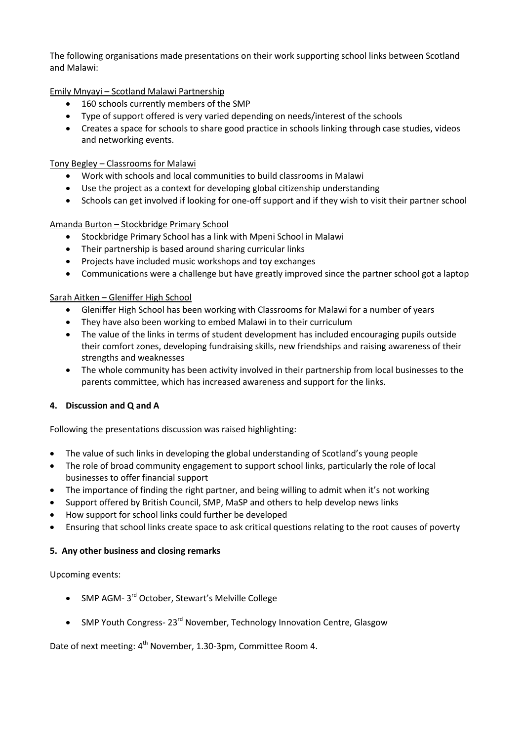The following organisations made presentations on their work supporting school links between Scotland and Malawi:

Emily Mnyayi – Scotland Malawi Partnership

- 160 schools currently members of the SMP
- Type of support offered is very varied depending on needs/interest of the schools
- Creates a space for schools to share good practice in schools linking through case studies, videos and networking events.

Tony Begley – Classrooms for Malawi

- Work with schools and local communities to build classrooms in Malawi
- Use the project as a context for developing global citizenship understanding
- Schools can get involved if looking for one-off support and if they wish to visit their partner school

Amanda Burton – Stockbridge Primary School

- Stockbridge Primary School has a link with Mpeni School in Malawi
- Their partnership is based around sharing curricular links
- Projects have included music workshops and toy exchanges
- Communications were a challenge but have greatly improved since the partner school got a laptop

Sarah Aitken – Gleniffer High School

- Gleniffer High School has been working with Classrooms for Malawi for a number of years
- They have also been working to embed Malawi in to their curriculum
- The value of the links in terms of student development has included encouraging pupils outside their comfort zones, developing fundraising skills, new friendships and raising awareness of their strengths and weaknesses
- The whole community has been activity involved in their partnership from local businesses to the parents committee, which has increased awareness and support for the links.

**4. Discussion and Q and A**

Following the presentations discussion was raised highlighting:

- The value of such links in developing the global understanding of Scotland's young people
- The role of broad community engagement to support school links, particularly the role of local businesses to offer financial support
- The importance of finding the right partner, and being willing to admit when it's not working
- Support offered by British Council, SMP, MaSP and others to help develop news links
- How support for school links could further be developed
- Ensuring that school links create space to ask critical questions relating to the root causes of poverty

**5. Any other business and closing remarks**

Upcoming events:

- SMP AGM- 3rd October, Stewart's Melville College
- SMP Youth Congress- 23rd November, Technology Innovation Centre, Glasgow

Date of next meeting: 4th November, 1.30-3pm, Committee Room 4.